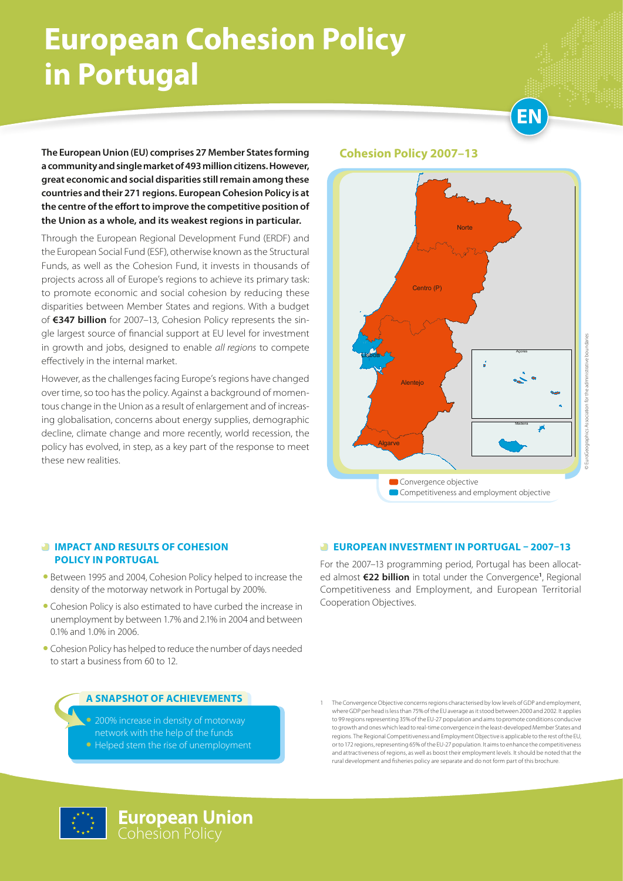# European Cohesion Policy in Portugal

**The European Union (EU) comprises 27 Member States forming a community and single market of 493 million citizens. However, great economic and social disparities still remain among these countries and their 271 regions. European Cohesion Policy is at the centre of the effort to improve the competitive position of the Union as a whole, and its weakest regions in particular.**

Through the European Regional Development Fund (ERDF) and the European Social Fund (ESF), otherwise known as the Structural Funds, as well as the Cohesion Fund, it invests in thousands of projects across all of Europe's regions to achieve its primary task: to promote economic and social cohesion by reducing these disparities between Member States and regions. With a budget of **€347 billion** for 2007–13, Cohesion Policy represents the single largest source of financial support at EU level for investment in growth and jobs, designed to enable *all regions* to compete effectively in the internal market.

However, as the challenges facing Europe's regions have changed over time, so too has the policy. Against a background of momentous change in the Union as a result of enlargement and of increasing globalisation, concerns about energy supplies, demographic decline, climate change and more recently, world recession, the policy has evolved, in step, as a key part of the response to meet these new realities.

## Cohesion Policy 2007–13

Norte, Centro (P), Lisboa, Alentejo, Algarve, Açores, Madeira

- Convergence objective
- Competitiveness and employment objective

© EuroGeographics Association for the administrative boundaries

## IMPACT AND RESULTS OF COHESION POLICY IN PORTUGAL

- Between 1995 and 2004, Cohesion Policy helped to increase the density of the motorway network in Portugal by 200%.
- Cohesion Policy is also estimated to have curbed the increase in unemployment by between 1.7% and 2.1% in 2004 and between 0.1% and 1.0% in 2006.
- Cohesion Policy has helped to reduce the number of days needed to start a business from 60 to 12.

### A SNAPSHOT OF ACHIEVEMENTS

- 200% increase in density of motorway network with the help of the funds
- Helped stem the rise of unemployment

## EUROPEAN INVESTMENT IN PORTUGAL – 2007–13

For the 2007–13 programming period, Portugal has been allocated almost **€22 billion** in total under the Convergence[1], Regional Competitiveness and Employment, and European Territorial Cooperation Objectives.

[1] The Convergence Objective concerns regions characterised by low levels of GDP and employment, where GDP per head is less than 75% of the EU average as it stood between 2000 and 2002. It applies to 99 regions representing 35% of the EU-27 population and aims to promote conditions conducive to growth and ones which lead to real-time convergence in the least-developed Member States and regions. The Regional Competitiveness and Employment Objective is applicable to the rest of the EU, or to 172 regions, representing 65% of the EU-27 population. It aims to enhance the competitiveness and attractiveness of regions, as well as boost their employment levels. It should be noted that the rural development and fisheries policy are separate and do not form part of this brochure.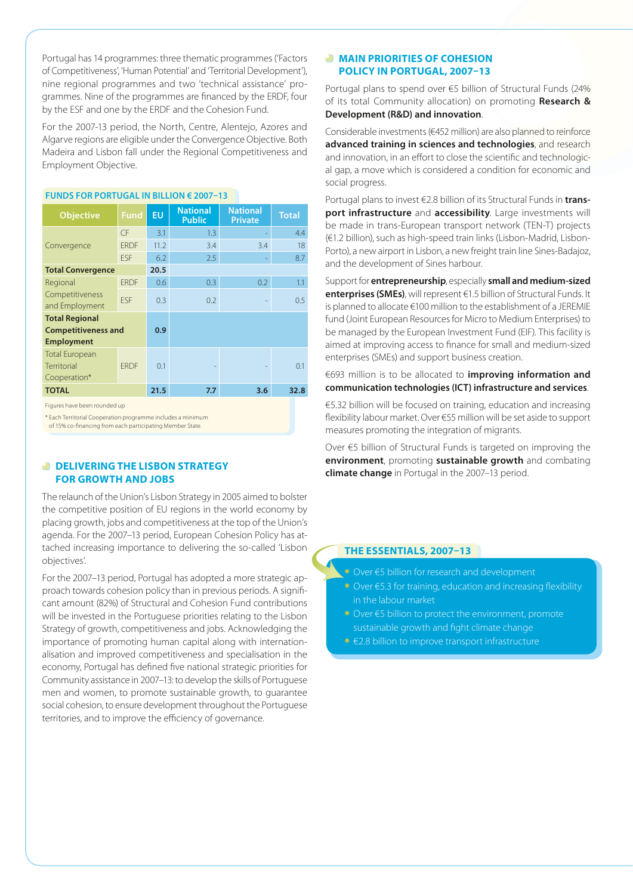Portugal has 14 programmes: three thematic programmes ('Factors of Competitiveness', 'Human Potential' and 'Territorial Development'), nine regional programmes and two 'technical assistance' programmes. Nine of the programmes are financed by the ERDF, four by the ESF and one by the ERDF and the Cohesion Fund.

For the 2007-13 period, the North, Centre, Alentejo, Azores and Algarve regions are eligible under the Convergence Objective. Both Madeira and Lisbon fall under the Regional Competitiveness and Employment Objective.

### FUNDS FOR PORTUGAL IN BILLION € 2007–13

| Objective | Fund | EU | National Public | National Private | Total |
|---|---|---|---|---|---|
| Convergence | CF | 3.1 | 1.3 | - | 4.4 |
| | ERDF | 11.2 | 3.4 | 3.4 | 18 |
| | ESF | 6.2 | 2.5 | - | 8.7 |
| **Total Convergence** | | **20.5** | | | |
| Regional Competitiveness and Employment | ERDF | 0.6 | 0.3 | 0.2 | 1.1 |
| | ESF | 0.3 | 0.2 | - | 0.5 |
| **Total Regional Competitiveness and Employment** | | **0.9** | | | |
| Total European Territorial Cooperation* | ERDF | 0.1 | - | - | 0.1 |
| **TOTAL** | | **21.5** | **7.7** | **3.6** | **32.8** |

Figures have been rounded up

\* Each Territorial Cooperation programme includes a minimum of 15% co-financing from each participating Member State.

## DELIVERING THE LISBON STRATEGY FOR GROWTH AND JOBS

The relaunch of the Union's Lisbon Strategy in 2005 aimed to bolster the competitive position of EU regions in the world economy by placing growth, jobs and competitiveness at the top of the Union's agenda. For the 2007–13 period, European Cohesion Policy has attached increasing importance to delivering the so-called 'Lisbon objectives'.

For the 2007–13 period, Portugal has adopted a more strategic approach towards cohesion policy than in previous periods. A significant amount (82%) of Structural and Cohesion Fund contributions will be invested in the Portuguese priorities relating to the Lisbon Strategy of growth, competitiveness and jobs. Acknowledging the importance of promoting human capital along with internationalisation and improved competitiveness and specialisation in the economy, Portugal has defined five national strategic priorities for Community assistance in 2007–13: to develop the skills of Portuguese men and women, to promote sustainable growth, to guarantee social cohesion, to ensure development throughout the Portuguese territories, and to improve the efficiency of governance.

## MAIN PRIORITIES OF COHESION POLICY IN PORTUGAL, 2007–13

Portugal plans to spend over €5 billion of Structural Funds (24% of its total Community allocation) on promoting **Research & Development (R&D) and innovation**.

Considerable investments (€452 million) are also planned to reinforce **advanced training in sciences and technologies**, and research and innovation, in an effort to close the scientific and technological gap, a move which is considered a condition for economic and social progress.

Portugal plans to invest €2.8 billion of its Structural Funds in **transport infrastructure** and **accessibility**. Large investments will be made in trans-European transport network (TEN-T) projects (€1.2 billion), such as high-speed train links (Lisbon-Madrid, Lisbon-Porto), a new airport in Lisbon, a new freight train line Sines-Badajoz, and the development of Sines harbour.

Support for **entrepreneurship**, especially **small and medium-sized enterprises (SMEs)**, will represent €1.5 billion of Structural Funds. It is planned to allocate €100 million to the establishment of a JEREMIE fund (Joint European Resources for Micro to Medium Enterprises) to be managed by the European Investment Fund (EIF). This facility is aimed at improving access to finance for small and medium-sized enterprises (SMEs) and support business creation.

€693 million is to be allocated to **improving information and communication technologies (ICT) infrastructure and services**.

€5.32 billion will be focused on training, education and increasing flexibility labour market. Over €55 million will be set aside to support measures promoting the integration of migrants.

Over €5 billion of Structural Funds is targeted on improving the **environment**, promoting **sustainable growth** and combating **climate change** in Portugal in the 2007–13 period.

### THE ESSENTIALS, 2007–13

- Over €5 billion for research and development
- Over €5.3 for training, education and increasing flexibility in the labour market
- Over €5 billion to protect the environment, promote sustainable growth and fight climate change
- €2.8 billion to improve transport infrastructure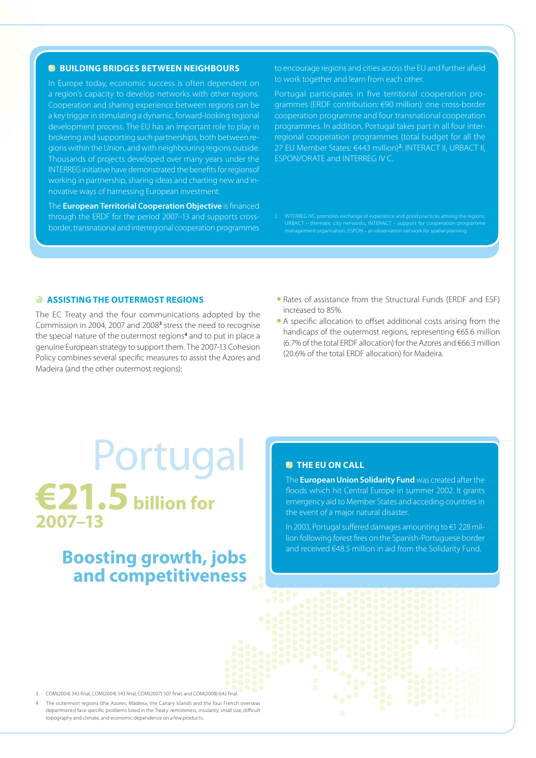## BUILDING BRIDGES BETWEEN NEIGHBOURS

In Europe today, economic success is often dependent on a region's capacity to develop networks with other regions. Cooperation and sharing experience between regions can be a key trigger in stimulating a dynamic, forward-looking regional development process. The EU has an important role to play in brokering and supporting such partnerships, both between regions within the Union, and with neighbouring regions outside. Thousands of projects developed over many years under the INTERREG initiative have demonstrated the benefits for regionsof working in partnership, sharing ideas and charting new and innovative ways of harnessing European investment.

The **European Territorial Cooperation Objective** is financed through the ERDF for the period 2007–13 and supports cross-border, transnational and interregional cooperation programmes to encourage regions and cities across the EU and further afield to work together and learn from each other.

Portugal participates in five territorial cooperation programmes (ERDF contribution: €90 million): one cross-border cooperation programme and four transnational cooperation programmes. In addition, Portugal takes part in all four interregional cooperation programmes (total budget for all the 27 EU Member States: €443 million)[2]: INTERACT II, URBACT II, ESPON/ORATE and INTERREG IV C.

2 INTERREG IVC promotes exchange of experience and good practices among the regions, URBACT – thematic city networks, INTERACT – support for cooperation programme management organisation, ESPON – an observation network for spatial planning.

## ASSISTING THE OUTERMOST REGIONS

The EC Treaty and the four communications adopted by the Commission in 2004, 2007 and 2008[3] stress the need to recognise the special nature of the outermost regions[4] and to put in place a genuine European strategy to support them. The 2007-13 Cohesion Policy combines several specific measures to assist the Azores and Madeira (and the other outermost regions):

- Rates of assistance from the Structural Funds (ERDF and ESF) increased to 85%.
- A specific allocation to offset additional costs arising from the handicaps of the outermost regions, representing €65.6 million (6.7% of the total ERDF allocation) for the Azores and €66.3 million (20.6% of the total ERDF allocation) for Madeira.

# Portugal

# €21.5 billion for 2007–13

## Boosting growth, jobs and competitiveness

## THE EU ON CALL

The **European Union Solidarity Fund** was created after the floods which hit Central Europe in summer 2002. It grants emergency aid to Member States and acceding countries in the event of a major natural disaster.

In 2003, Portugal suffered damages amounting to €1 228 million following forest fires on the Spanish-Portuguese border and received €48.5 million in aid from the Solidarity Fund.

3 COM(2004) 343 final; COM(2004) 543 final; COM(2007) 507 final; and COM(2008) 642 final.

4 The outermost regions (the Azores, Madeira, the Canary Islands and the four French overseas departments) face specific problems listed in the Treaty: remoteness, insularity, small size, difficult topography and climate, and economic dependence on a few products.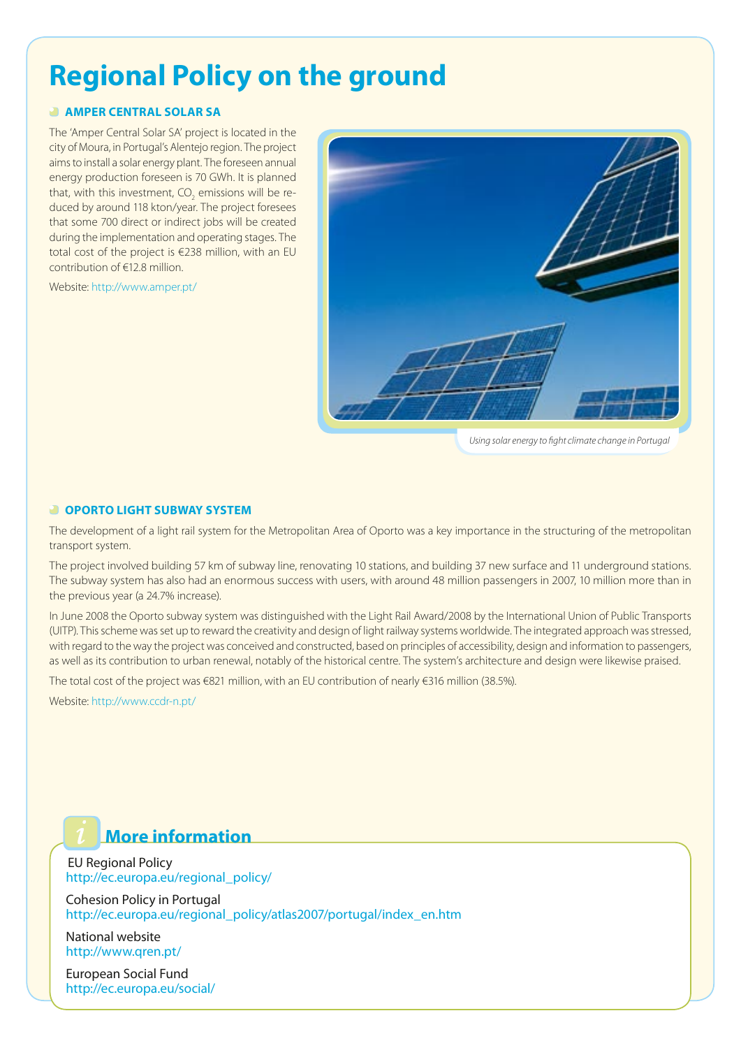# Regional Policy on the ground

## AMPER CENTRAL SOLAR SA

The 'Amper Central Solar SA' project is located in the city of Moura, in Portugal's Alentejo region. The project aims to install a solar energy plant. The foreseen annual energy production foreseen is 70 GWh. It is planned that, with this investment, $CO_2$ emissions will be reduced by around 118 kton/year. The project foresees that some 700 direct or indirect jobs will be created during the implementation and operating stages. The total cost of the project is €238 million, with an EU contribution of €12.8 million.

Website: http://www.amper.pt/

*Using solar energy to fight climate change in Portugal*

## OPORTO LIGHT SUBWAY SYSTEM

The development of a light rail system for the Metropolitan Area of Oporto was a key importance in the structuring of the metropolitan transport system.

The project involved building 57 km of subway line, renovating 10 stations, and building 37 new surface and 11 underground stations. The subway system has also had an enormous success with users, with around 48 million passengers in 2007, 10 million more than in the previous year (a 24.7% increase).

In June 2008 the Oporto subway system was distinguished with the Light Rail Award/2008 by the International Union of Public Transports (UITP). This scheme was set up to reward the creativity and design of light railway systems worldwide. The integrated approach was stressed, with regard to the way the project was conceived and constructed, based on principles of accessibility, design and information to passengers, as well as its contribution to urban renewal, notably of the historical centre. The system's architecture and design were likewise praised.

The total cost of the project was €821 million, with an EU contribution of nearly €316 million (38.5%).

Website: http://www.ccdr-n.pt/

## More information

EU Regional Policy
http://ec.europa.eu/regional_policy/

Cohesion Policy in Portugal
http://ec.europa.eu/regional_policy/atlas2007/portugal/index_en.htm

National website
http://www.qren.pt/

European Social Fund
http://ec.europa.eu/social/